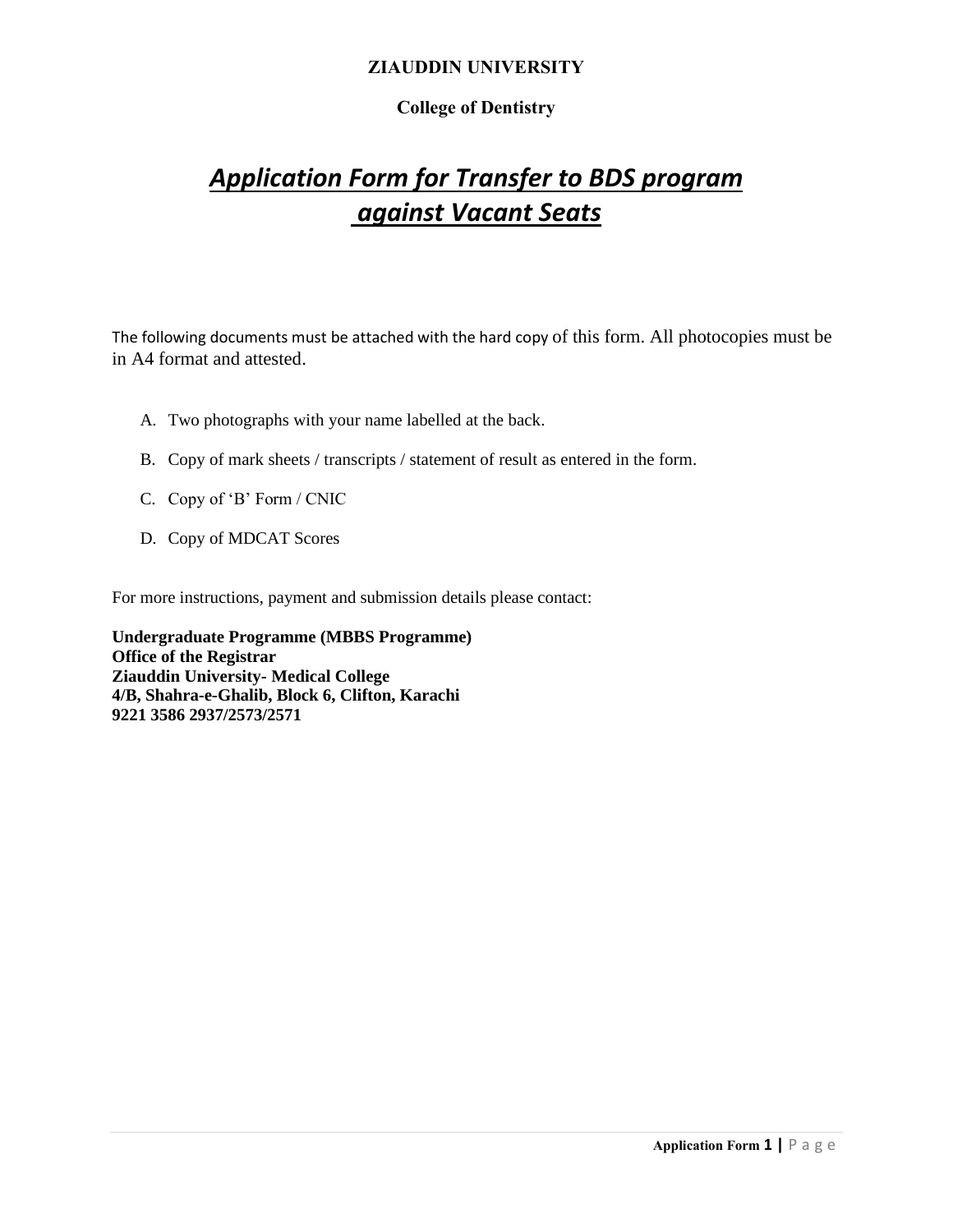**ZIAUDDIN UNIVERSITY**

**College of Dentistry**

# ***Application Form for Transfer to BDS program against Vacant Seats***

The following documents must be attached with the hard copy of this form. All photocopies must be in A4 format and attested.

A. Two photographs with your name labelled at the back.

B. Copy of mark sheets / transcripts / statement of result as entered in the form.

C. Copy of 'B' Form / CNIC

D. Copy of MDCAT Scores

For more instructions, payment and submission details please contact:

**Undergraduate Programme (MBBS Programme)**
**Office of the Registrar**
**Ziauddin University- Medical College**
**4/B, Shahra-e-Ghalib, Block 6, Clifton, Karachi**
**9221 3586 2937/2573/2571**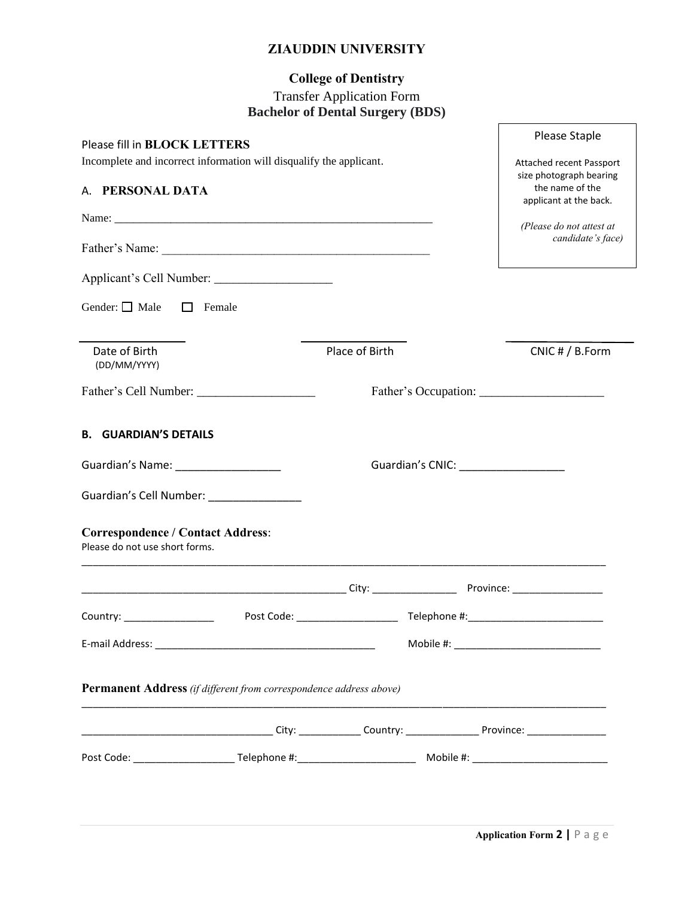# ZIAUDDIN UNIVERSITY

## College of Dentistry

Transfer Application Form

**Bachelor of Dental Surgery (BDS)**

Please Staple

Attached recent Passport size photograph bearing the name of the applicant at the back.

*(Please do not attest at candidate's face)*

Please fill in **BLOCK LETTERS**

Incomplete and incorrect information will disqualify the applicant.

### A. PERSONAL DATA

Name: ______________________________________________________

Father's Name: _____________________________________________

Applicant's Cell Number: ___________________

Gender: ☐ Male ☐ Female

| _______________ | _______________ | _______________ |
|---|---|---|
| Date of Birth (DD/MM/YYYY) | Place of Birth | CNIC # / B.Form |

Father's Cell Number: ___________________ Father's Occupation: ___________________

### B. GUARDIAN'S DETAILS

Guardian's Name: _________________ Guardian's CNIC: _________________

Guardian's Cell Number: _______________

**Correspondence / Contact Address**:

Please do not use short forms.

_____________________________________________________________________________________________

______________________________________________ City: _______________ Province: ________________

Country: ________________ Post Code: __________________ Telephone #:________________________

E-mail Address: _______________________________________ Mobile #: __________________________

**Permanent Address** *(if different from correspondence address above)*

_____________________________________________________________________________________________

__________________________________ City: ___________ Country: _____________ Province: ______________

Post Code: __________________ Telephone #:_____________________ Mobile #: ________________________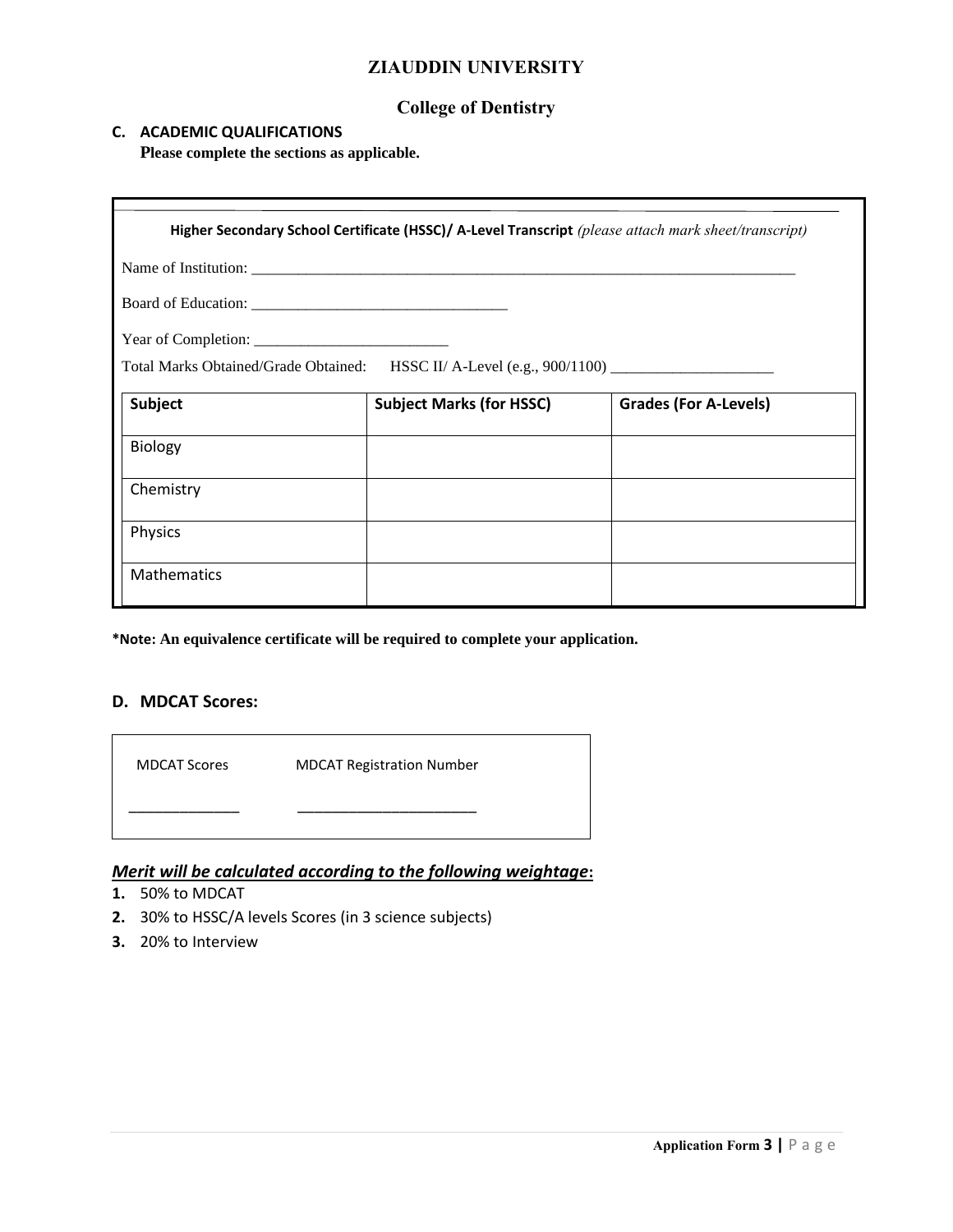# ZIAUDDIN UNIVERSITY

## College of Dentistry

### C. ACADEMIC QUALIFICATIONS

**Please complete the sections as applicable.**

**Higher Secondary School Certificate (HSSC)/ A-Level Transcript** *(please attach mark sheet/transcript)*

Name of Institution: ___________________________________________________________________________

Board of Education: ________________________________

Year of Completion: _________________________

Total Marks Obtained/Grade Obtained: HSSC II/ A-Level (e.g., 900/1100) _____________________

| Subject | Subject Marks (for HSSC) | Grades (For A-Levels) |
|---|---|---|
| Biology | | |
| Chemistry | | |
| Physics | | |
| Mathematics | | |

**\*Note: An equivalence certificate will be required to complete your application.**

### D. MDCAT Scores:

| MDCAT Scores | MDCAT Registration Number |
|---|---|
| ______________ | _______________________ |

***Merit will be calculated according to the following weightage*:**

1. 50% to MDCAT
2. 30% to HSSC/A levels Scores (in 3 science subjects)
3. 20% to Interview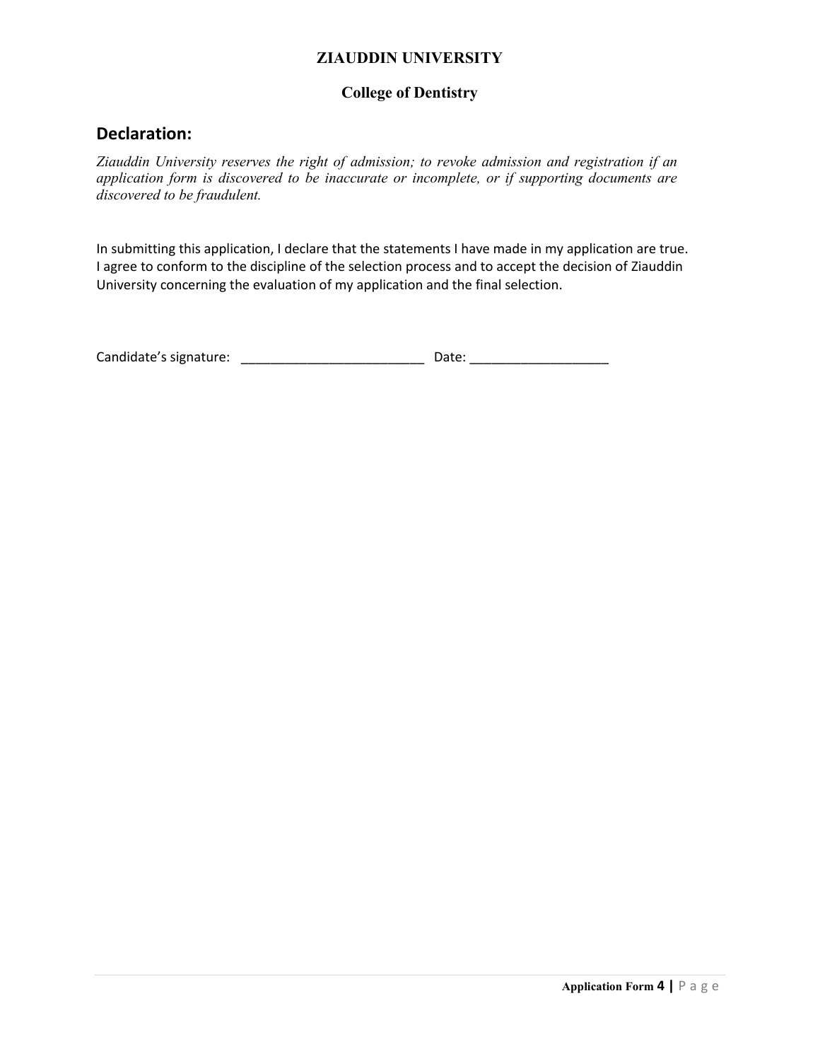**ZIAUDDIN UNIVERSITY**

**College of Dentistry**

## Declaration:

*Ziauddin University reserves the right of admission; to revoke admission and registration if an application form is discovered to be inaccurate or incomplete, or if supporting documents are discovered to be fraudulent.*

In submitting this application, I declare that the statements I have made in my application are true. I agree to conform to the discipline of the selection process and to accept the decision of Ziauddin University concerning the evaluation of my application and the final selection.

Candidate's signature: _________________________ Date: ___________________